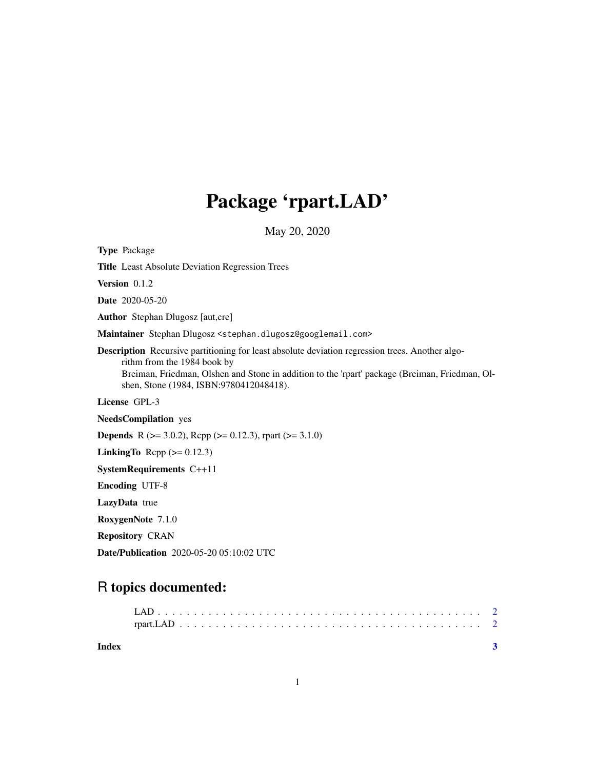# Package 'rpart.LAD'

May 20, 2020

**Type** Package

**Title** Least Absolute Deviation Regression Trees

**Version** 0.1.2

**Date** 2020-05-20

**Author** Stephan Dlugosz [aut,cre]

**Maintainer** Stephan Dlugosz <stephan.dlugosz@googlemail.com>

**Description** Recursive partitioning for least absolute deviation regression trees. Another algorithm from the 1984 book by
Breiman, Friedman, Olshen and Stone in addition to the 'rpart' package (Breiman, Friedman, Olshen, Stone (1984, ISBN:9780412048418).

**License** GPL-3

**NeedsCompilation** yes

**Depends** R (>= 3.0.2), Rcpp (>= 0.12.3), rpart (>= 3.1.0)

**LinkingTo** Rcpp (>= 0.12.3)

**SystemRequirements** C++11

**Encoding** UTF-8

**LazyData** true

**RoxygenNote** 7.1.0

**Repository** CRAN

**Date/Publication** 2020-05-20 05:10:02 UTC

## R topics documented:

LAD . . . . . . . . . . . . . . . . . . . . . . . . . . . . . . . . . . . . . . . . . . 2
rpart.LAD . . . . . . . . . . . . . . . . . . . . . . . . . . . . . . . . . . . . . . . 2

**Index** 3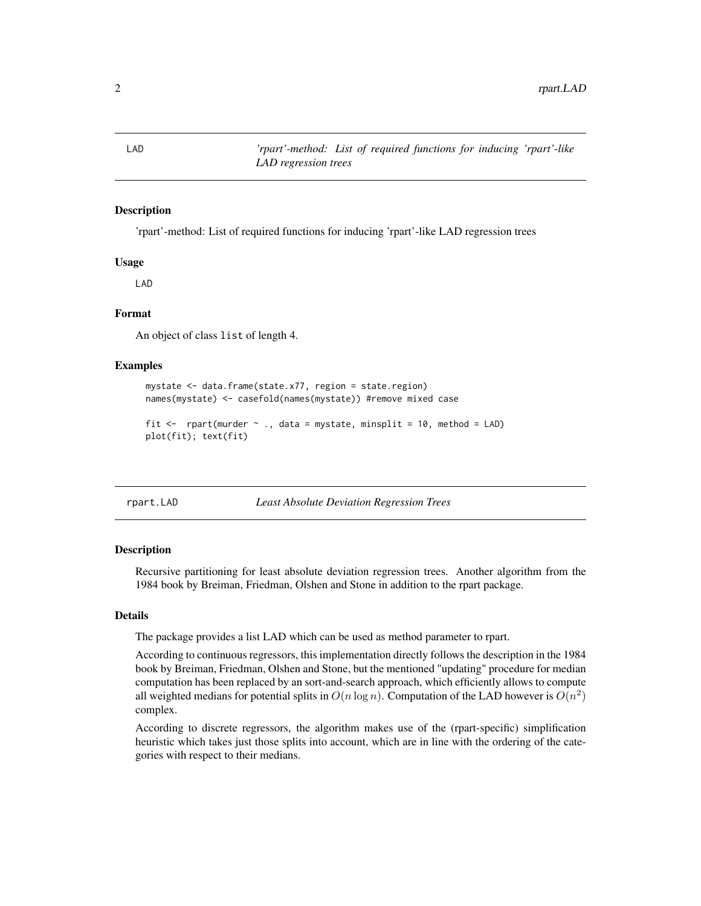LAD — *'rpart'-method: List of required functions for inducing 'rpart'-like LAD regression trees*

### Description

'rpart'-method: List of required functions for inducing 'rpart'-like LAD regression trees

### Usage

```
LAD
```

### Format

An object of class `list` of length 4.

### Examples

```
mystate <- data.frame(state.x77, region = state.region)
names(mystate) <- casefold(names(mystate)) #remove mixed case

fit <-  rpart(murder ~ ., data = mystate, minsplit = 10, method = LAD)
plot(fit); text(fit)
```

rpart.LAD — *Least Absolute Deviation Regression Trees*

### Description

Recursive partitioning for least absolute deviation regression trees. Another algorithm from the 1984 book by Breiman, Friedman, Olshen and Stone in addition to the rpart package.

### Details

The package provides a list LAD which can be used as method parameter to rpart.

According to continuous regressors, this implementation directly follows the description in the 1984 book by Breiman, Friedman, Olshen and Stone, but the mentioned "updating" procedure for median computation has been replaced by an sort-and-search approach, which efficiently allows to compute all weighted medians for potential splits in $O(n \log n)$. Computation of the LAD however is $O(n^2)$ complex.

According to discrete regressors, the algorithm makes use of the (rpart-specific) simplification heuristic which takes just those splits into account, which are in line with the ordering of the categories with respect to their medians.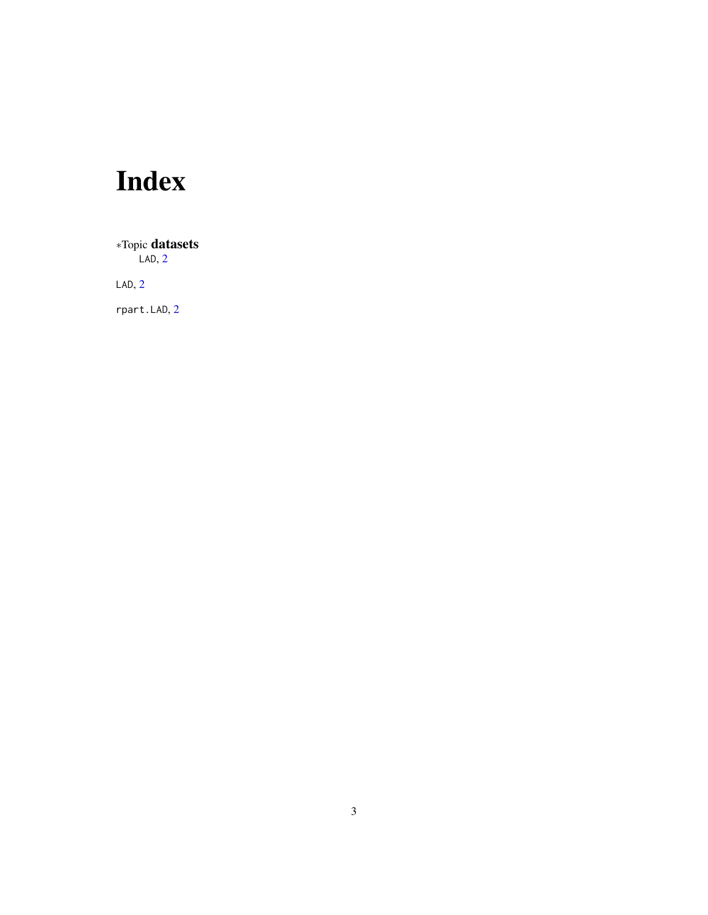# Index

*Topic **datasets**
    LAD, 2

LAD, 2

rpart.LAD, 2